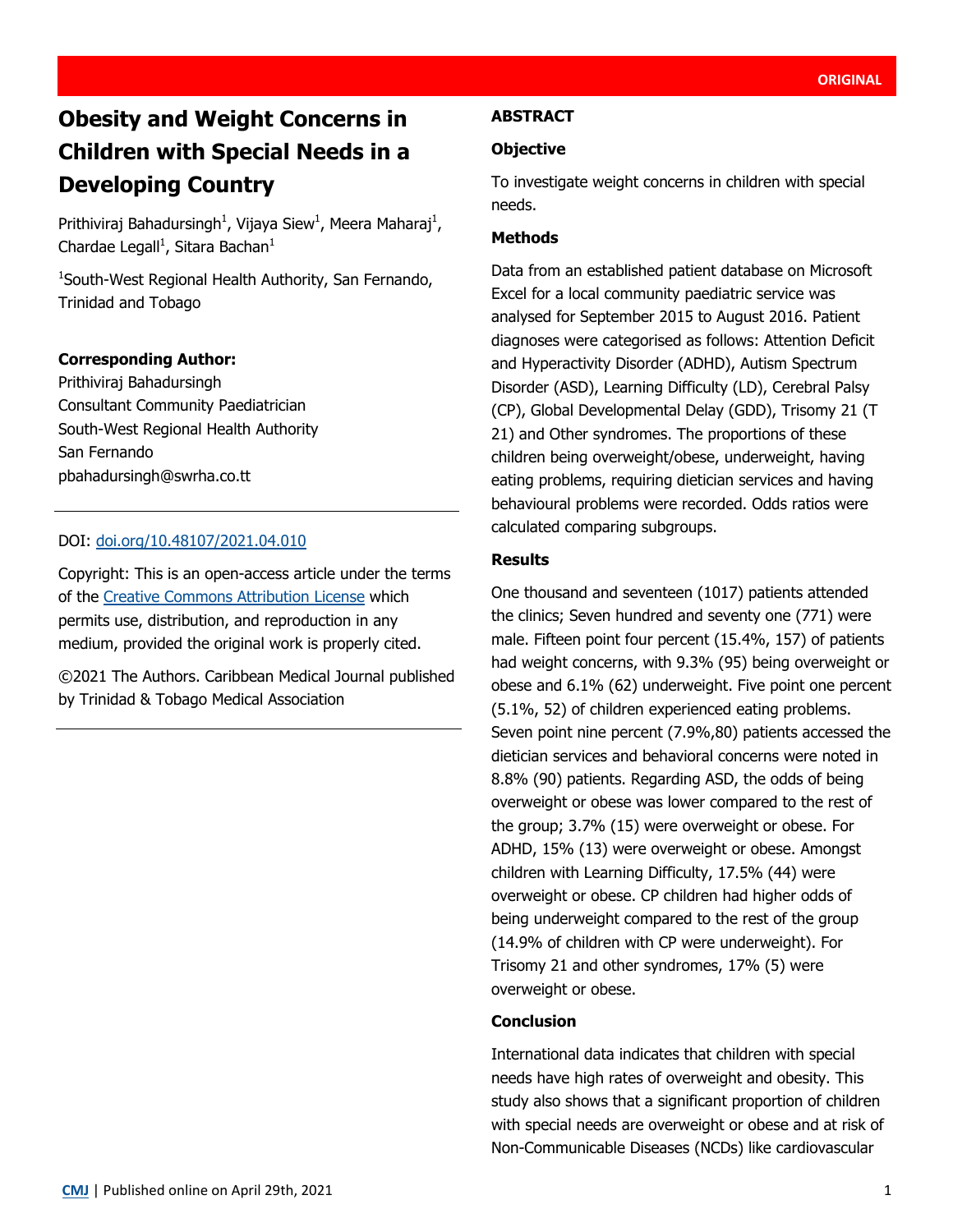ORIGINAL

# Obesity and Weight Concerns in Children with Special Needs in a Developing Country

Prithiviraj Bahadursingh[1], Vijaya Siew[1], Meera Maharaj[1], Chardae Legall[1], Sitara Bachan[1]

[1]South-West Regional Health Authority, San Fernando, Trinidad and Tobago

**Corresponding Author:**
Prithiviraj Bahadursingh
Consultant Community Paediatrician
South-West Regional Health Authority
San Fernando
pbahadursingh@swrha.co.tt

DOI: doi.org/10.48107/2021.04.010

Copyright: This is an open-access article under the terms of the Creative Commons Attribution License which permits use, distribution, and reproduction in any medium, provided the original work is properly cited.

©2021 The Authors. Caribbean Medical Journal published by Trinidad & Tobago Medical Association

## ABSTRACT

### Objective

To investigate weight concerns in children with special needs.

### Methods

Data from an established patient database on Microsoft Excel for a local community paediatric service was analysed for September 2015 to August 2016. Patient diagnoses were categorised as follows: Attention Deficit and Hyperactivity Disorder (ADHD), Autism Spectrum Disorder (ASD), Learning Difficulty (LD), Cerebral Palsy (CP), Global Developmental Delay (GDD), Trisomy 21 (T 21) and Other syndromes. The proportions of these children being overweight/obese, underweight, having eating problems, requiring dietician services and having behavioural problems were recorded. Odds ratios were calculated comparing subgroups.

### Results

One thousand and seventeen (1017) patients attended the clinics; Seven hundred and seventy one (771) were male. Fifteen point four percent (15.4%, 157) of patients had weight concerns, with 9.3% (95) being overweight or obese and 6.1% (62) underweight. Five point one percent (5.1%, 52) of children experienced eating problems. Seven point nine percent (7.9%,80) patients accessed the dietician services and behavioral concerns were noted in 8.8% (90) patients. Regarding ASD, the odds of being overweight or obese was lower compared to the rest of the group; 3.7% (15) were overweight or obese. For ADHD, 15% (13) were overweight or obese. Amongst children with Learning Difficulty, 17.5% (44) were overweight or obese. CP children had higher odds of being underweight compared to the rest of the group (14.9% of children with CP were underweight). For Trisomy 21 and other syndromes, 17% (5) were overweight or obese.

### Conclusion

International data indicates that children with special needs have high rates of overweight and obesity. This study also shows that a significant proportion of children with special needs are overweight or obese and at risk of Non-Communicable Diseases (NCDs) like cardiovascular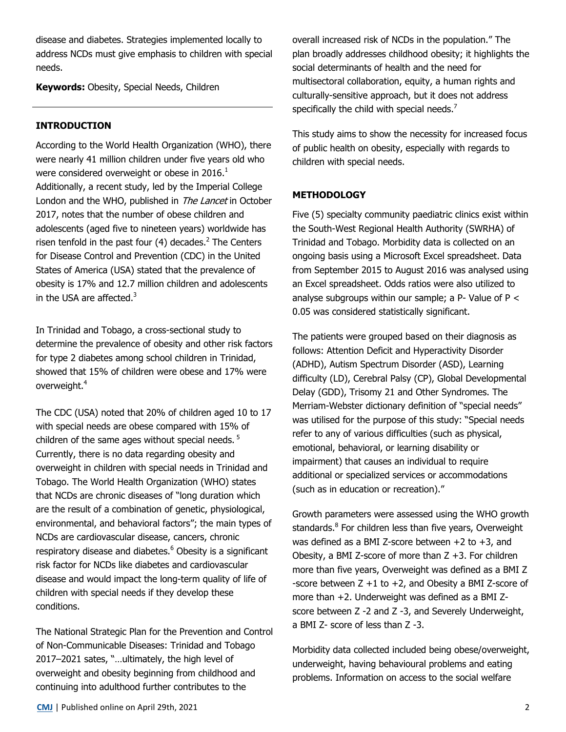disease and diabetes. Strategies implemented locally to address NCDs must give emphasis to children with special needs.

**Keywords:** Obesity, Special Needs, Children

## INTRODUCTION

According to the World Health Organization (WHO), there were nearly 41 million children under five years old who were considered overweight or obese in 2016.[1] Additionally, a recent study, led by the Imperial College London and the WHO, published in *The Lancet* in October 2017, notes that the number of obese children and adolescents (aged five to nineteen years) worldwide has risen tenfold in the past four (4) decades.[2] The Centers for Disease Control and Prevention (CDC) in the United States of America (USA) stated that the prevalence of obesity is 17% and 12.7 million children and adolescents in the USA are affected.[3]

In Trinidad and Tobago, a cross-sectional study to determine the prevalence of obesity and other risk factors for type 2 diabetes among school children in Trinidad, showed that 15% of children were obese and 17% were overweight.[4]

The CDC (USA) noted that 20% of children aged 10 to 17 with special needs are obese compared with 15% of children of the same ages without special needs. [5] Currently, there is no data regarding obesity and overweight in children with special needs in Trinidad and Tobago. The World Health Organization (WHO) states that NCDs are chronic diseases of "long duration which are the result of a combination of genetic, physiological, environmental, and behavioral factors"; the main types of NCDs are cardiovascular disease, cancers, chronic respiratory disease and diabetes.[6] Obesity is a significant risk factor for NCDs like diabetes and cardiovascular disease and would impact the long-term quality of life of children with special needs if they develop these conditions.

The National Strategic Plan for the Prevention and Control of Non-Communicable Diseases: Trinidad and Tobago 2017–2021 sates, "…ultimately, the high level of overweight and obesity beginning from childhood and continuing into adulthood further contributes to the overall increased risk of NCDs in the population." The plan broadly addresses childhood obesity; it highlights the social determinants of health and the need for multisectoral collaboration, equity, a human rights and culturally-sensitive approach, but it does not address specifically the child with special needs.[7]

This study aims to show the necessity for increased focus of public health on obesity, especially with regards to children with special needs.

## METHODOLOGY

Five (5) specialty community paediatric clinics exist within the South-West Regional Health Authority (SWRHA) of Trinidad and Tobago. Morbidity data is collected on an ongoing basis using a Microsoft Excel spreadsheet. Data from September 2015 to August 2016 was analysed using an Excel spreadsheet. Odds ratios were also utilized to analyse subgroups within our sample; a P- Value of $P < 0.05$ was considered statistically significant.

The patients were grouped based on their diagnosis as follows: Attention Deficit and Hyperactivity Disorder (ADHD), Autism Spectrum Disorder (ASD), Learning difficulty (LD), Cerebral Palsy (CP), Global Developmental Delay (GDD), Trisomy 21 and Other Syndromes. The Merriam-Webster dictionary definition of "special needs" was utilised for the purpose of this study: "Special needs refer to any of various difficulties (such as physical, emotional, behavioral, or learning disability or impairment) that causes an individual to require additional or specialized services or accommodations (such as in education or recreation)."

Growth parameters were assessed using the WHO growth standards.[8] For children less than five years, Overweight was defined as a BMI Z-score between +2 to +3, and Obesity, a BMI Z-score of more than Z +3. For children more than five years, Overweight was defined as a BMI Z -score between Z +1 to +2, and Obesity a BMI Z-score of more than +2. Underweight was defined as a BMI Z-score between Z -2 and Z -3, and Severely Underweight, a BMI Z- score of less than Z -3.

Morbidity data collected included being obese/overweight, underweight, having behavioural problems and eating problems. Information on access to the social welfare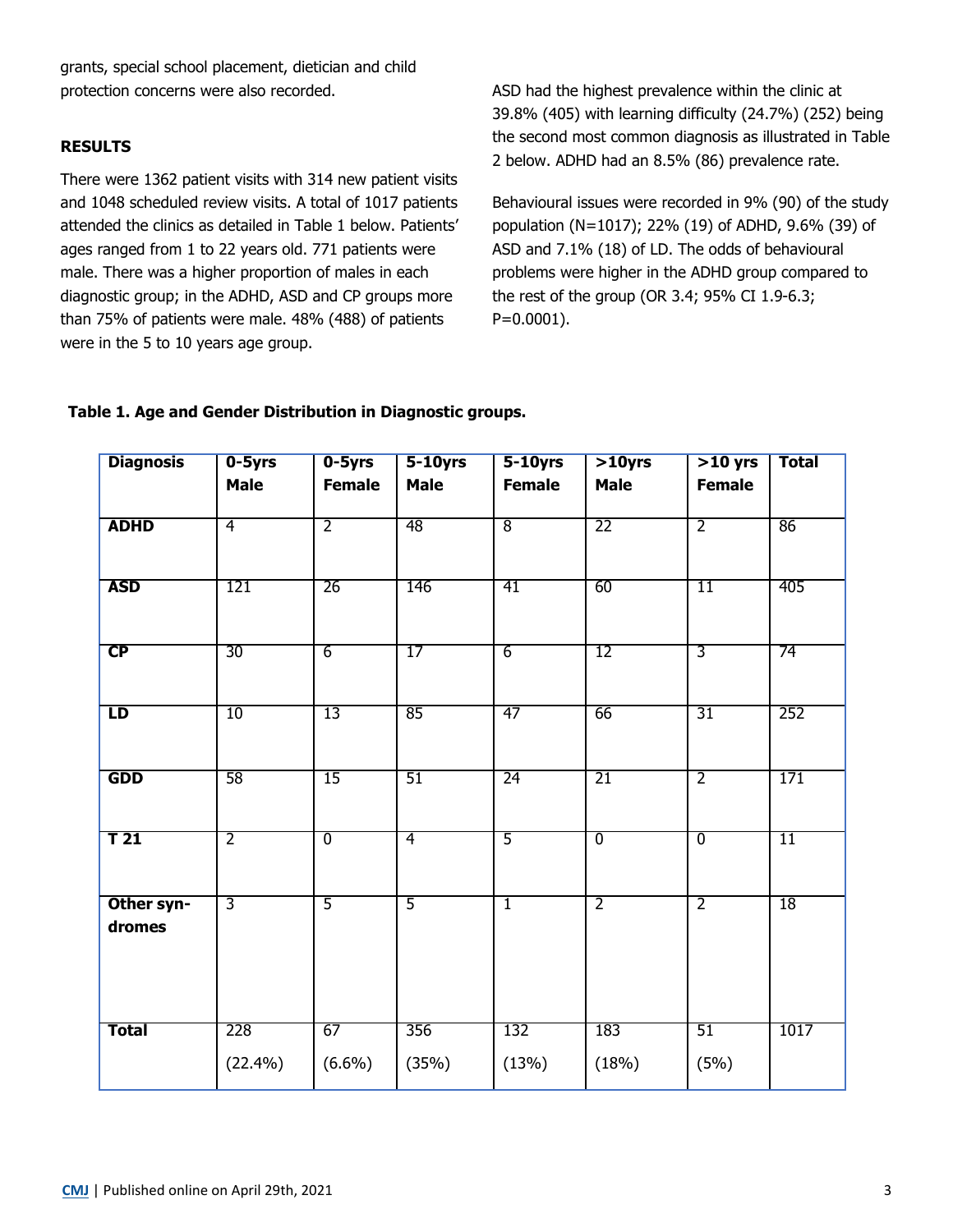grants, special school placement, dietician and child protection concerns were also recorded.

## RESULTS

There were 1362 patient visits with 314 new patient visits and 1048 scheduled review visits. A total of 1017 patients attended the clinics as detailed in Table 1 below. Patients' ages ranged from 1 to 22 years old. 771 patients were male. There was a higher proportion of males in each diagnostic group; in the ADHD, ASD and CP groups more than 75% of patients were male. 48% (488) of patients were in the 5 to 10 years age group.

ASD had the highest prevalence within the clinic at 39.8% (405) with learning difficulty (24.7%) (252) being the second most common diagnosis as illustrated in Table 2 below. ADHD had an 8.5% (86) prevalence rate.

Behavioural issues were recorded in 9% (90) of the study population (N=1017); 22% (19) of ADHD, 9.6% (39) of ASD and 7.1% (18) of LD. The odds of behavioural problems were higher in the ADHD group compared to the rest of the group (OR 3.4; 95% CI 1.9-6.3; P=0.0001).

**Table 1. Age and Gender Distribution in Diagnostic groups.**

| Diagnosis | 0-5yrs Male | 0-5yrs Female | 5-10yrs Male | 5-10yrs Female | >10yrs Male | >10 yrs Female | Total |
|---|---|---|---|---|---|---|---|
| ADHD | 4 | 2 | 48 | 8 | 22 | 2 | 86 |
| ASD | 121 | 26 | 146 | 41 | 60 | 11 | 405 |
| CP | 30 | 6 | 17 | 6 | 12 | 3 | 74 |
| LD | 10 | 13 | 85 | 47 | 66 | 31 | 252 |
| GDD | 58 | 15 | 51 | 24 | 21 | 2 | 171 |
| T 21 | 2 | 0 | 4 | 5 | 0 | 0 | 11 |
| Other syndromes | 3 | 5 | 5 | 1 | 2 | 2 | 18 |
| Total | 228 (22.4%) | 67 (6.6%) | 356 (35%) | 132 (13%) | 183 (18%) | 51 (5%) | 1017 |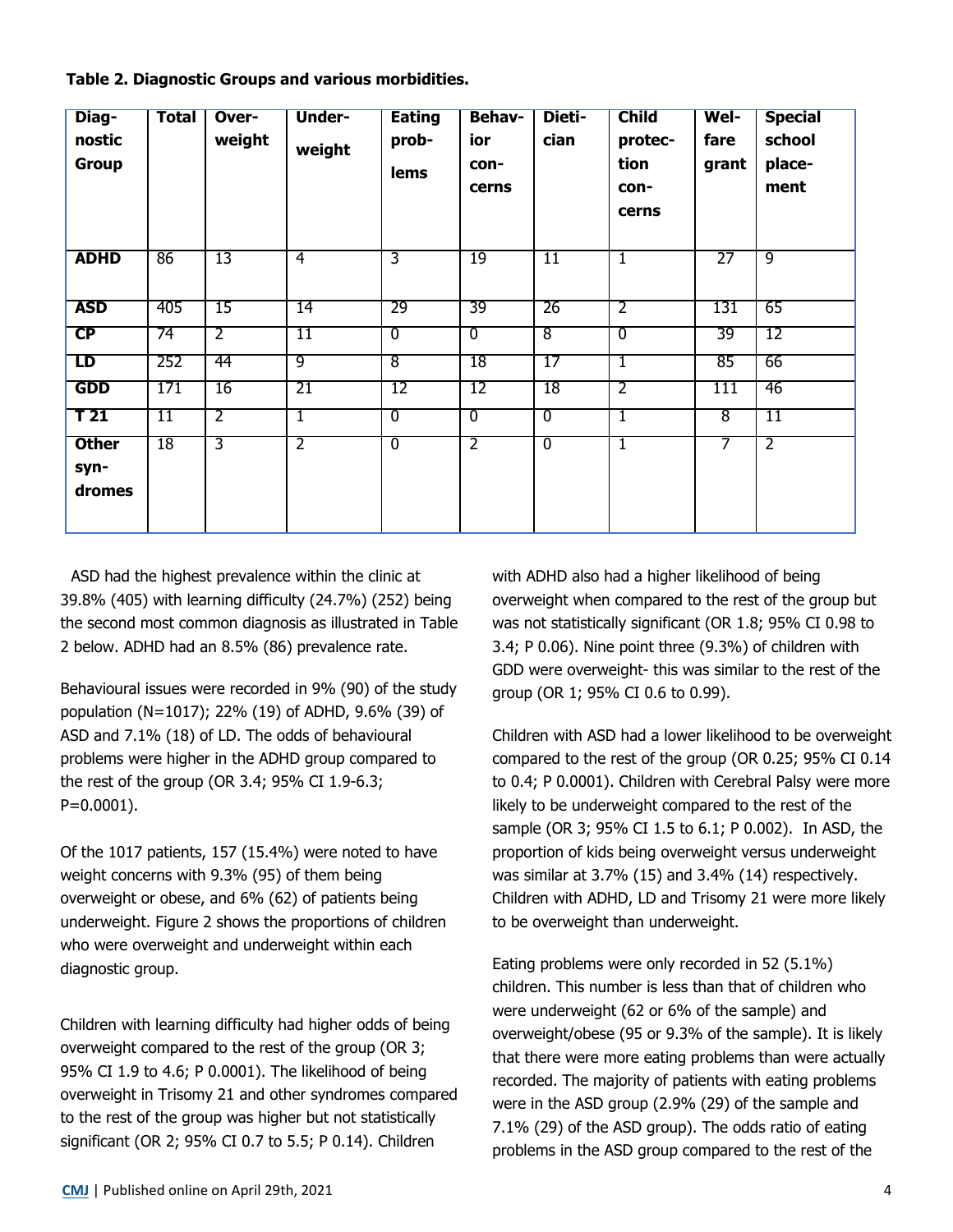**Table 2. Diagnostic Groups and various morbidities.**

| Diagnostic Group | Total | Overweight | Underweight | Eating problems | Behavior concerns | Dietician | Child protection concerns | Welfare grant | Special school placement |
|---|---|---|---|---|---|---|---|---|---|
| **ADHD** | 86 | 13 | 4 | 3 | 19 | 11 | 1 | 27 | 9 |
| **ASD** | 405 | 15 | 14 | 29 | 39 | 26 | 2 | 131 | 65 |
| **CP** | 74 | 2 | 11 | 0 | 0 | 8 | 0 | 39 | 12 |
| **LD** | 252 | 44 | 9 | 8 | 18 | 17 | 1 | 85 | 66 |
| **GDD** | 171 | 16 | 21 | 12 | 12 | 18 | 2 | 111 | 46 |
| **T 21** | 11 | 2 | 1 | 0 | 0 | 0 | 1 | 8 | 11 |
| **Other syndromes** | 18 | 3 | 2 | 0 | 2 | 0 | 1 | 7 | 2 |

ASD had the highest prevalence within the clinic at 39.8% (405) with learning difficulty (24.7%) (252) being the second most common diagnosis as illustrated in Table 2 below. ADHD had an 8.5% (86) prevalence rate.

Behavioural issues were recorded in 9% (90) of the study population (N=1017); 22% (19) of ADHD, 9.6% (39) of ASD and 7.1% (18) of LD. The odds of behavioural problems were higher in the ADHD group compared to the rest of the group (OR 3.4; 95% CI 1.9-6.3; P=0.0001).

Of the 1017 patients, 157 (15.4%) were noted to have weight concerns with 9.3% (95) of them being overweight or obese, and 6% (62) of patients being underweight. Figure 2 shows the proportions of children who were overweight and underweight within each diagnostic group.

Children with learning difficulty had higher odds of being overweight compared to the rest of the group (OR 3; 95% CI 1.9 to 4.6; P 0.0001). The likelihood of being overweight in Trisomy 21 and other syndromes compared to the rest of the group was higher but not statistically significant (OR 2; 95% CI 0.7 to 5.5; P 0.14). Children with ADHD also had a higher likelihood of being overweight when compared to the rest of the group but was not statistically significant (OR 1.8; 95% CI 0.98 to 3.4; P 0.06). Nine point three (9.3%) of children with GDD were overweight- this was similar to the rest of the group (OR 1; 95% CI 0.6 to 0.99).

Children with ASD had a lower likelihood to be overweight compared to the rest of the group (OR 0.25; 95% CI 0.14 to 0.4; P 0.0001). Children with Cerebral Palsy were more likely to be underweight compared to the rest of the sample (OR 3; 95% CI 1.5 to 6.1; P 0.002). In ASD, the proportion of kids being overweight versus underweight was similar at 3.7% (15) and 3.4% (14) respectively. Children with ADHD, LD and Trisomy 21 were more likely to be overweight than underweight.

Eating problems were only recorded in 52 (5.1%) children. This number is less than that of children who were underweight (62 or 6% of the sample) and overweight/obese (95 or 9.3% of the sample). It is likely that there were more eating problems than were actually recorded. The majority of patients with eating problems were in the ASD group (2.9% (29) of the sample and 7.1% (29) of the ASD group). The odds ratio of eating problems in the ASD group compared to the rest of the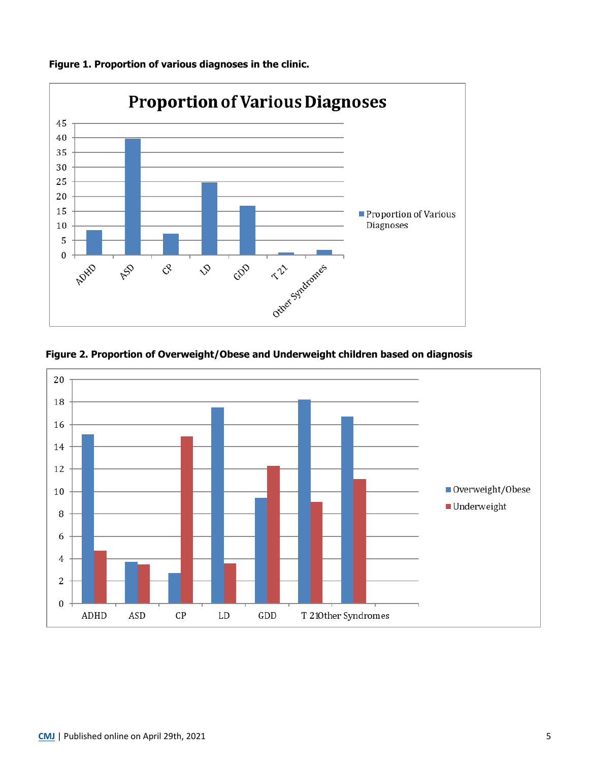**Figure 1. Proportion of various diagnoses in the clinic.**

**Figure 2. Proportion of Overweight/Obese and Underweight children based on diagnosis**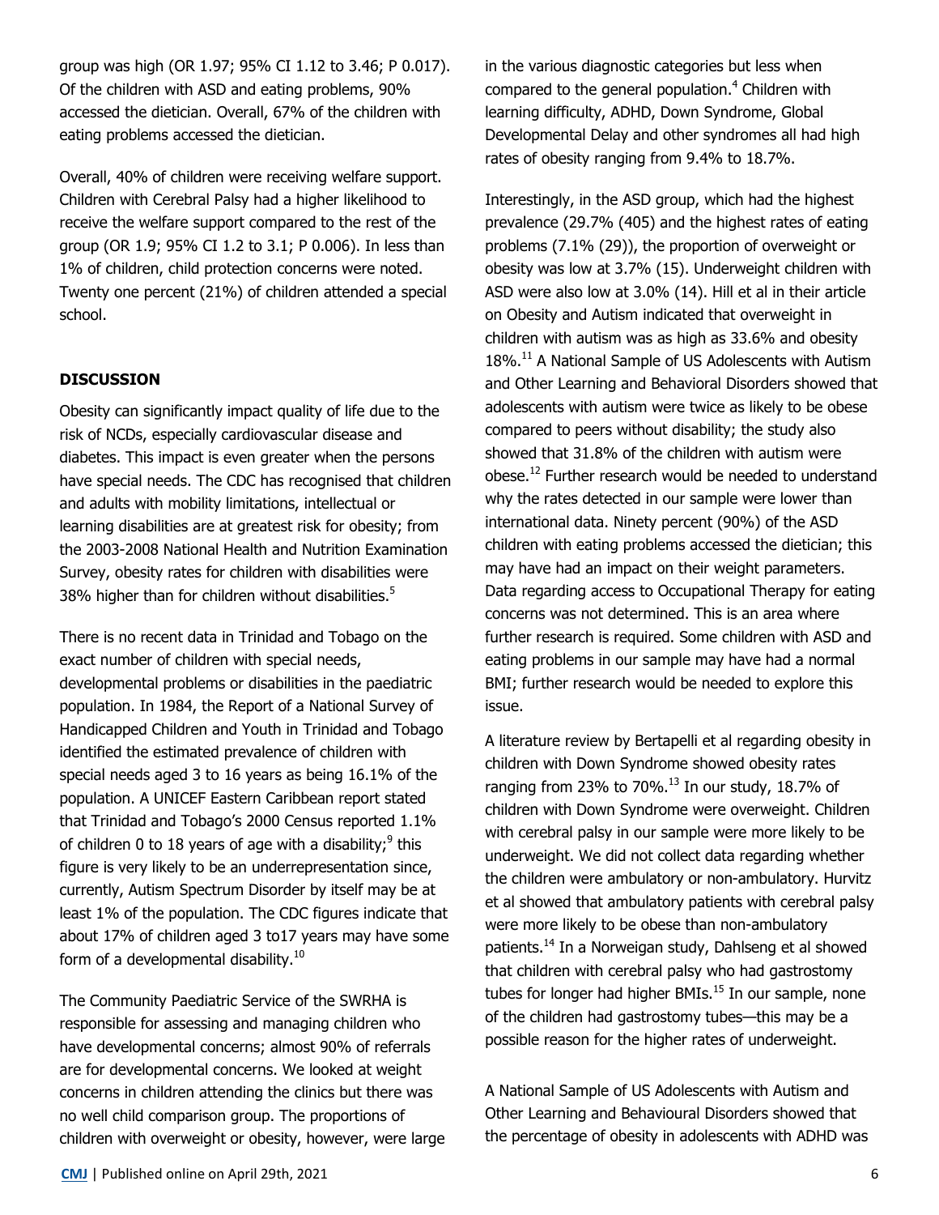group was high (OR 1.97; 95% CI 1.12 to 3.46; P 0.017). Of the children with ASD and eating problems, 90% accessed the dietician. Overall, 67% of the children with eating problems accessed the dietician.

Overall, 40% of children were receiving welfare support. Children with Cerebral Palsy had a higher likelihood to receive the welfare support compared to the rest of the group (OR 1.9; 95% CI 1.2 to 3.1; P 0.006). In less than 1% of children, child protection concerns were noted. Twenty one percent (21%) of children attended a special school.

## DISCUSSION

Obesity can significantly impact quality of life due to the risk of NCDs, especially cardiovascular disease and diabetes. This impact is even greater when the persons have special needs. The CDC has recognised that children and adults with mobility limitations, intellectual or learning disabilities are at greatest risk for obesity; from the 2003-2008 National Health and Nutrition Examination Survey, obesity rates for children with disabilities were 38% higher than for children without disabilities.[5]

There is no recent data in Trinidad and Tobago on the exact number of children with special needs, developmental problems or disabilities in the paediatric population. In 1984, the Report of a National Survey of Handicapped Children and Youth in Trinidad and Tobago identified the estimated prevalence of children with special needs aged 3 to 16 years as being 16.1% of the population. A UNICEF Eastern Caribbean report stated that Trinidad and Tobago's 2000 Census reported 1.1% of children 0 to 18 years of age with a disability;[9] this figure is very likely to be an underrepresentation since, currently, Autism Spectrum Disorder by itself may be at least 1% of the population. The CDC figures indicate that about 17% of children aged 3 to17 years may have some form of a developmental disability.[10]

The Community Paediatric Service of the SWRHA is responsible for assessing and managing children who have developmental concerns; almost 90% of referrals are for developmental concerns. We looked at weight concerns in children attending the clinics but there was no well child comparison group. The proportions of children with overweight or obesity, however, were large in the various diagnostic categories but less when compared to the general population.[4] Children with learning difficulty, ADHD, Down Syndrome, Global Developmental Delay and other syndromes all had high rates of obesity ranging from 9.4% to 18.7%.

Interestingly, in the ASD group, which had the highest prevalence (29.7% (405) and the highest rates of eating problems (7.1% (29)), the proportion of overweight or obesity was low at 3.7% (15). Underweight children with ASD were also low at 3.0% (14). Hill et al in their article on Obesity and Autism indicated that overweight in children with autism was as high as 33.6% and obesity 18%.[11] A National Sample of US Adolescents with Autism and Other Learning and Behavioral Disorders showed that adolescents with autism were twice as likely to be obese compared to peers without disability; the study also showed that 31.8% of the children with autism were obese.[12] Further research would be needed to understand why the rates detected in our sample were lower than international data. Ninety percent (90%) of the ASD children with eating problems accessed the dietician; this may have had an impact on their weight parameters. Data regarding access to Occupational Therapy for eating concerns was not determined. This is an area where further research is required. Some children with ASD and eating problems in our sample may have had a normal BMI; further research would be needed to explore this issue.

A literature review by Bertapelli et al regarding obesity in children with Down Syndrome showed obesity rates ranging from 23% to 70%.[13] In our study, 18.7% of children with Down Syndrome were overweight. Children with cerebral palsy in our sample were more likely to be underweight. We did not collect data regarding whether the children were ambulatory or non-ambulatory. Hurvitz et al showed that ambulatory patients with cerebral palsy were more likely to be obese than non-ambulatory patients.[14] In a Norweigan study, Dahlseng et al showed that children with cerebral palsy who had gastrostomy tubes for longer had higher BMIs.[15] In our sample, none of the children had gastrostomy tubes—this may be a possible reason for the higher rates of underweight.

A National Sample of US Adolescents with Autism and Other Learning and Behavioural Disorders showed that the percentage of obesity in adolescents with ADHD was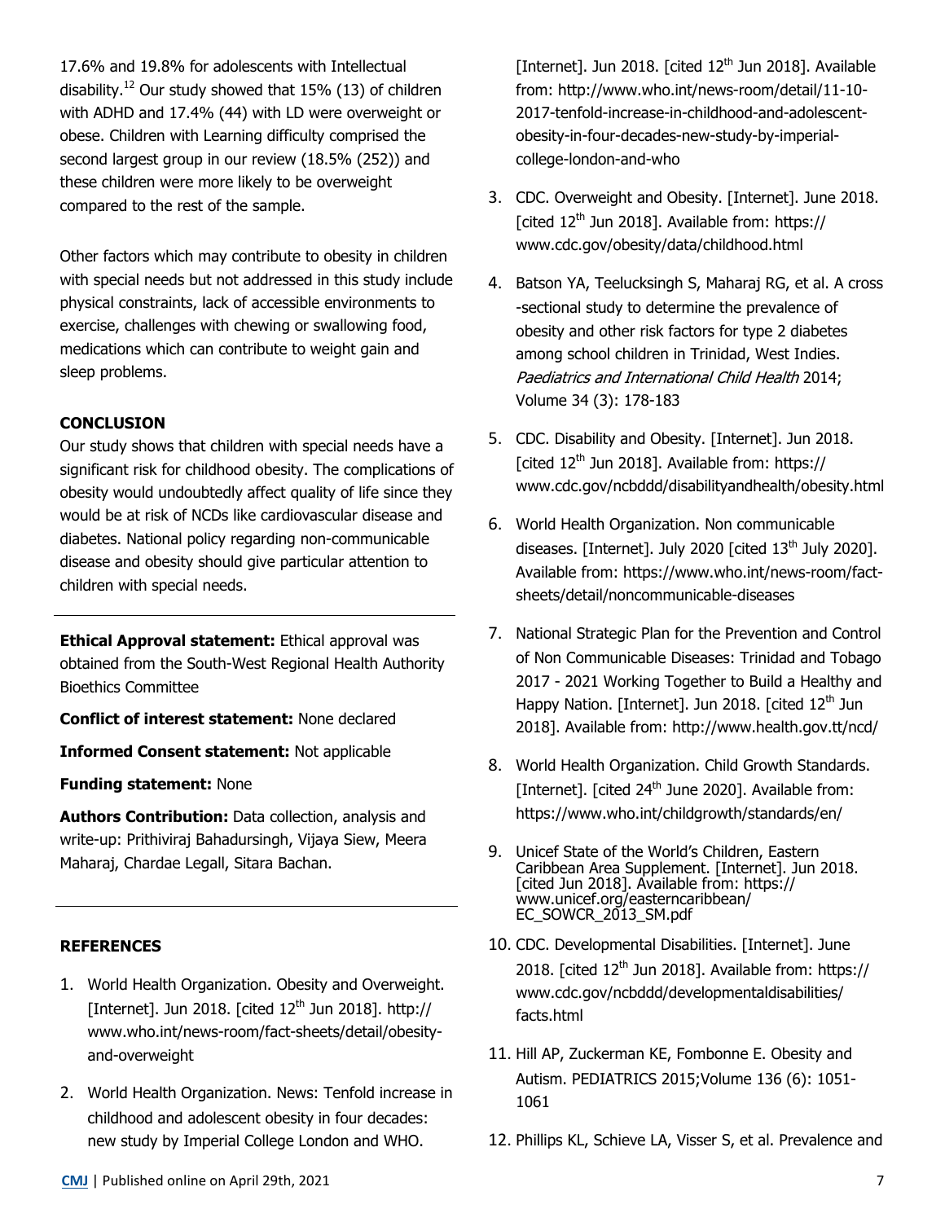17.6% and 19.8% for adolescents with Intellectual disability.[12] Our study showed that 15% (13) of children with ADHD and 17.4% (44) with LD were overweight or obese. Children with Learning difficulty comprised the second largest group in our review (18.5% (252)) and these children were more likely to be overweight compared to the rest of the sample.

Other factors which may contribute to obesity in children with special needs but not addressed in this study include physical constraints, lack of accessible environments to exercise, challenges with chewing or swallowing food, medications which can contribute to weight gain and sleep problems.

## CONCLUSION

Our study shows that children with special needs have a significant risk for childhood obesity. The complications of obesity would undoubtedly affect quality of life since they would be at risk of NCDs like cardiovascular disease and diabetes. National policy regarding non-communicable disease and obesity should give particular attention to children with special needs.

---

**Ethical Approval statement:** Ethical approval was obtained from the South-West Regional Health Authority Bioethics Committee

**Conflict of interest statement:** None declared

**Informed Consent statement:** Not applicable

**Funding statement:** None

**Authors Contribution:** Data collection, analysis and write-up: Prithiviraj Bahadursingh, Vijaya Siew, Meera Maharaj, Chardae Legall, Sitara Bachan.

---

## REFERENCES

1. World Health Organization. Obesity and Overweight. [Internet]. Jun 2018. [cited 12th Jun 2018]. http://www.who.int/news-room/fact-sheets/detail/obesity-and-overweight
2. World Health Organization. News: Tenfold increase in childhood and adolescent obesity in four decades: new study by Imperial College London and WHO. [Internet]. Jun 2018. [cited 12th Jun 2018]. Available from: http://www.who.int/news-room/detail/11-10-2017-tenfold-increase-in-childhood-and-adolescent-obesity-in-four-decades-new-study-by-imperial-college-london-and-who
3. CDC. Overweight and Obesity. [Internet]. June 2018. [cited 12th Jun 2018]. Available from: https://www.cdc.gov/obesity/data/childhood.html
4. Batson YA, Teelucksingh S, Maharaj RG, et al. A cross-sectional study to determine the prevalence of obesity and other risk factors for type 2 diabetes among school children in Trinidad, West Indies. *Paediatrics and International Child Health* 2014; Volume 34 (3): 178-183
5. CDC. Disability and Obesity. [Internet]. Jun 2018. [cited 12th Jun 2018]. Available from: https://www.cdc.gov/ncbddd/disabilityandhealth/obesity.html
6. World Health Organization. Non communicable diseases. [Internet]. July 2020 [cited 13th July 2020]. Available from: https://www.who.int/news-room/fact-sheets/detail/noncommunicable-diseases
7. National Strategic Plan for the Prevention and Control of Non Communicable Diseases: Trinidad and Tobago 2017 - 2021 Working Together to Build a Healthy and Happy Nation. [Internet]. Jun 2018. [cited 12th Jun 2018]. Available from: http://www.health.gov.tt/ncd/
8. World Health Organization. Child Growth Standards. [Internet]. [cited 24th June 2020]. Available from: https://www.who.int/childgrowth/standards/en/
9. Unicef State of the World's Children, Eastern Caribbean Area Supplement. [Internet]. Jun 2018. [cited Jun 2018]. Available from: https://www.unicef.org/easterncaribbean/EC_SOWCR_2013_SM.pdf
10. CDC. Developmental Disabilities. [Internet]. June 2018. [cited 12th Jun 2018]. Available from: https://www.cdc.gov/ncbddd/developmentaldisabilities/facts.html
11. Hill AP, Zuckerman KE, Fombonne E. Obesity and Autism. PEDIATRICS 2015;Volume 136 (6): 1051-1061
12. Phillips KL, Schieve LA, Visser S, et al. Prevalence and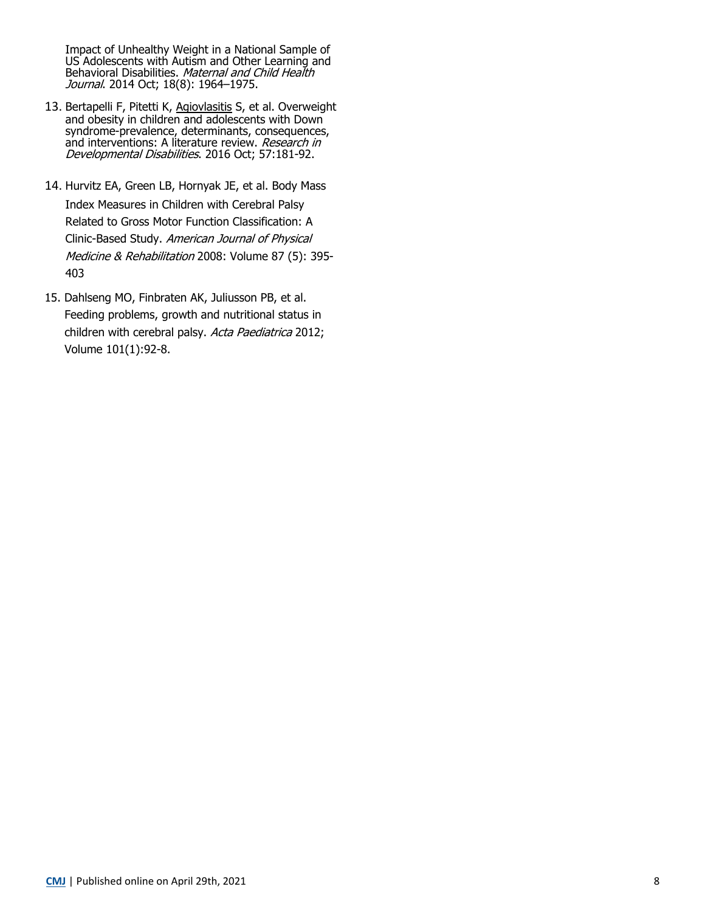Impact of Unhealthy Weight in a National Sample of US Adolescents with Autism and Other Learning and Behavioral Disabilities. *Maternal and Child Health Journal*. 2014 Oct; 18(8): 1964–1975.

13. Bertapelli F, Pitetti K, Agiovlasitis S, et al. Overweight and obesity in children and adolescents with Down syndrome-prevalence, determinants, consequences, and interventions: A literature review. *Research in Developmental Disabilities*. 2016 Oct; 57:181-92.

14. Hurvitz EA, Green LB, Hornyak JE, et al. Body Mass Index Measures in Children with Cerebral Palsy Related to Gross Motor Function Classification: A Clinic-Based Study. *American Journal of Physical Medicine & Rehabilitation* 2008: Volume 87 (5): 395-403

15. Dahlseng MO, Finbraten AK, Juliusson PB, et al. Feeding problems, growth and nutritional status in children with cerebral palsy. *Acta Paediatrica* 2012; Volume 101(1):92-8.